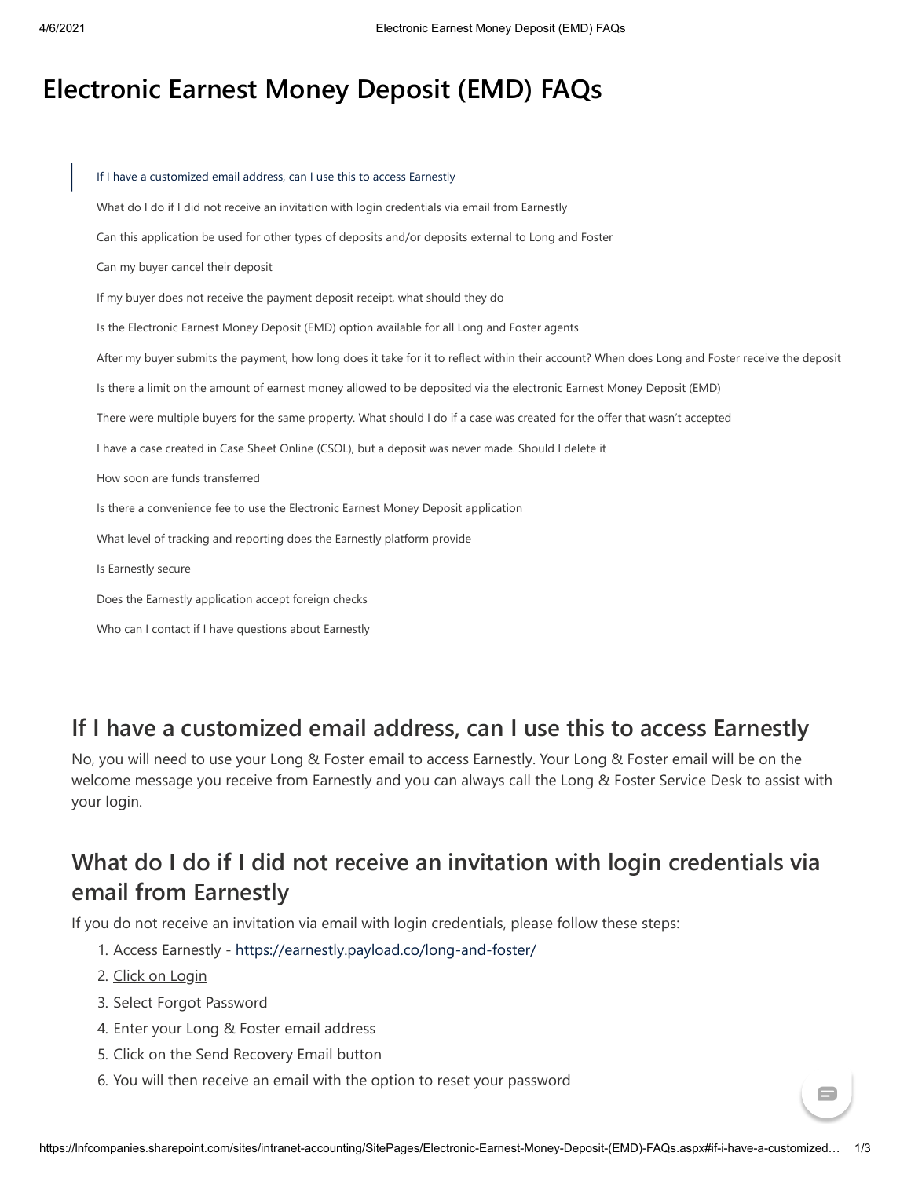# Electronic Earnest Money Deposit (EMD) FAQs

- If I have a customized email address, can I use this to access Earnestly
- What do I do if I did not receive an invitation with login credentials via email from Earnestly
- Can this application be used for other types of deposits and/or deposits external to Long and Foster
- Can my buyer cancel their deposit
- If my buyer does not receive the payment deposit receipt, what should they do
- Is the Electronic Earnest Money Deposit (EMD) option available for all Long and Foster agents
- After my buyer submits the payment, how long does it take for it to reflect within their account? When does Long and Foster receive the deposit
- Is there a limit on the amount of earnest money allowed to be deposited via the electronic Earnest Money Deposit (EMD)
- There were multiple buyers for the same property. What should I do if a case was created for the offer that wasn't accepted
- I have a case created in Case Sheet Online (CSOL), but a deposit was never made. Should I delete it
- How soon are funds transferred
- Is there a convenience fee to use the Electronic Earnest Money Deposit application
- What level of tracking and reporting does the Earnestly platform provide
- Is Earnestly secure
- Does the Earnestly application accept foreign checks
- Who can I contact if I have questions about Earnestly

## If I have a customized email address, can I use this to access Earnestly

No, you will need to use your Long & Foster email to access Earnestly. Your Long & Foster email will be on the welcome message you receive from Earnestly and you can always call the Long & Foster Service Desk to assist with your login.

## What do I do if I did not receive an invitation with login credentials via email from Earnestly

If you do not receive an invitation via email with login credentials, please follow these steps:

1. Access Earnestly - https://earnestly.payload.co/long-and-foster/
2. Click on Login
3. Select Forgot Password
4. Enter your Long & Foster email address
5. Click on the Send Recovery Email button
6. You will then receive an email with the option to reset your password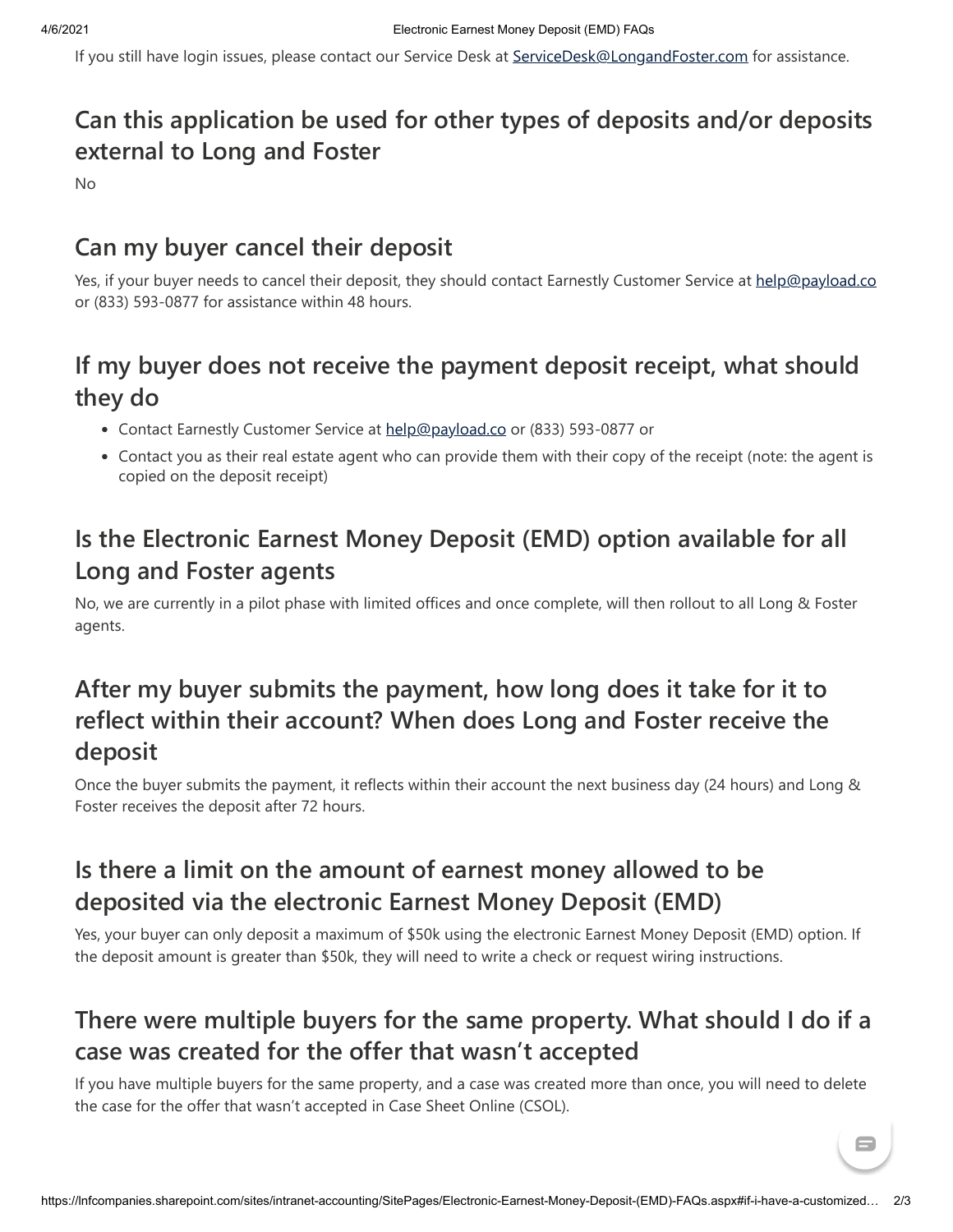If you still have login issues, please contact our Service Desk at ServiceDesk@LongandFoster.com for assistance.

## Can this application be used for other types of deposits and/or deposits external to Long and Foster

No

## Can my buyer cancel their deposit

Yes, if your buyer needs to cancel their deposit, they should contact Earnestly Customer Service at help@payload.co or (833) 593-0877 for assistance within 48 hours.

## If my buyer does not receive the payment deposit receipt, what should they do

- Contact Earnestly Customer Service at help@payload.co or (833) 593-0877 or
- Contact you as their real estate agent who can provide them with their copy of the receipt (note: the agent is copied on the deposit receipt)

## Is the Electronic Earnest Money Deposit (EMD) option available for all Long and Foster agents

No, we are currently in a pilot phase with limited offices and once complete, will then rollout to all Long & Foster agents.

## After my buyer submits the payment, how long does it take for it to reflect within their account? When does Long and Foster receive the deposit

Once the buyer submits the payment, it reflects within their account the next business day (24 hours) and Long & Foster receives the deposit after 72 hours.

## Is there a limit on the amount of earnest money allowed to be deposited via the electronic Earnest Money Deposit (EMD)

Yes, your buyer can only deposit a maximum of $50k using the electronic Earnest Money Deposit (EMD) option. If the deposit amount is greater than $50k, they will need to write a check or request wiring instructions.

## There were multiple buyers for the same property. What should I do if a case was created for the offer that wasn't accepted

If you have multiple buyers for the same property, and a case was created more than once, you will need to delete the case for the offer that wasn't accepted in Case Sheet Online (CSOL).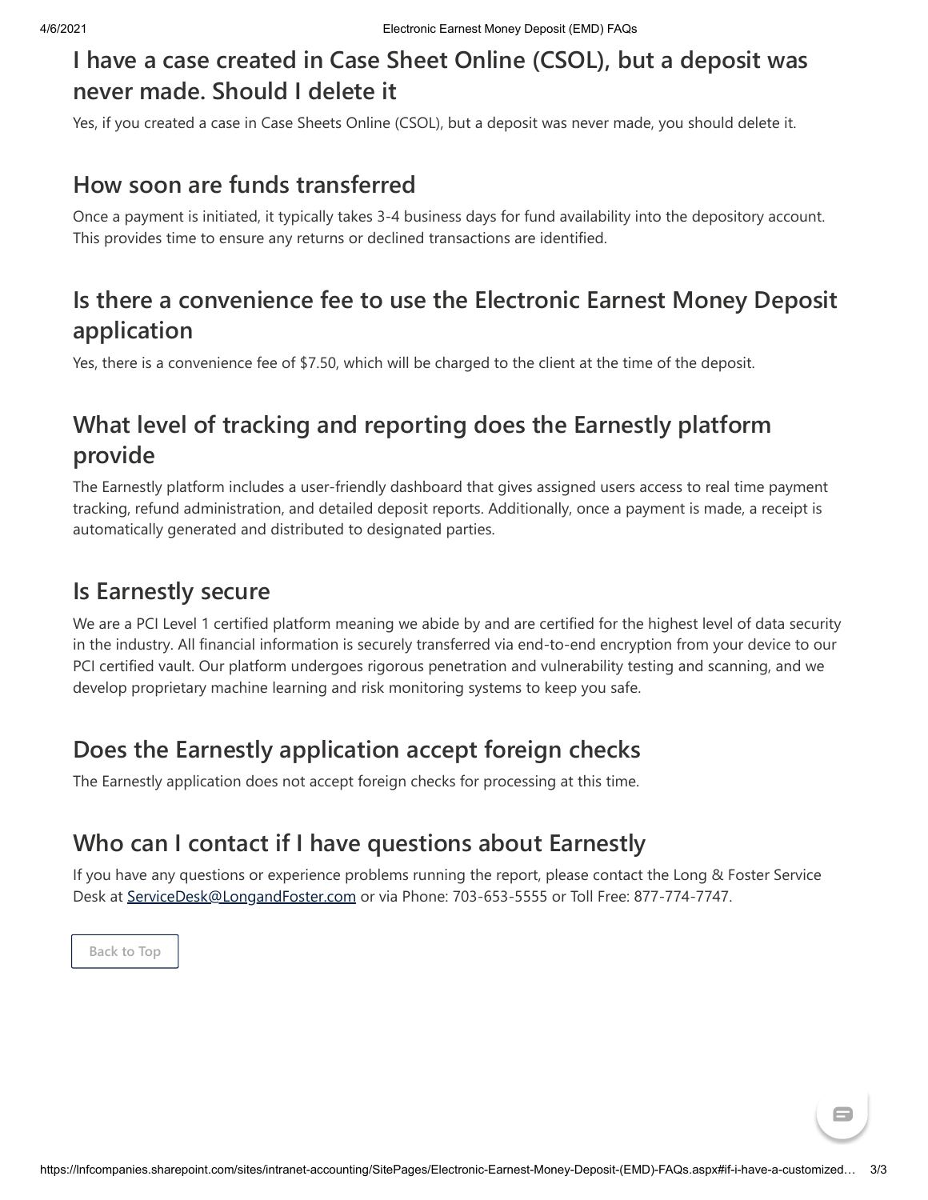## I have a case created in Case Sheet Online (CSOL), but a deposit was never made. Should I delete it

Yes, if you created a case in Case Sheets Online (CSOL), but a deposit was never made, you should delete it.

## How soon are funds transferred

Once a payment is initiated, it typically takes 3-4 business days for fund availability into the depository account. This provides time to ensure any returns or declined transactions are identified.

## Is there a convenience fee to use the Electronic Earnest Money Deposit application

Yes, there is a convenience fee of $7.50, which will be charged to the client at the time of the deposit.

## What level of tracking and reporting does the Earnestly platform provide

The Earnestly platform includes a user-friendly dashboard that gives assigned users access to real time payment tracking, refund administration, and detailed deposit reports. Additionally, once a payment is made, a receipt is automatically generated and distributed to designated parties.

## Is Earnestly secure

We are a PCI Level 1 certified platform meaning we abide by and are certified for the highest level of data security in the industry. All financial information is securely transferred via end-to-end encryption from your device to our PCI certified vault. Our platform undergoes rigorous penetration and vulnerability testing and scanning, and we develop proprietary machine learning and risk monitoring systems to keep you safe.

## Does the Earnestly application accept foreign checks

The Earnestly application does not accept foreign checks for processing at this time.

## Who can I contact if I have questions about Earnestly

If you have any questions or experience problems running the report, please contact the Long & Foster Service Desk at ServiceDesk@LongandFoster.com or via Phone: 703-653-5555 or Toll Free: 877-774-7747.

Back to Top